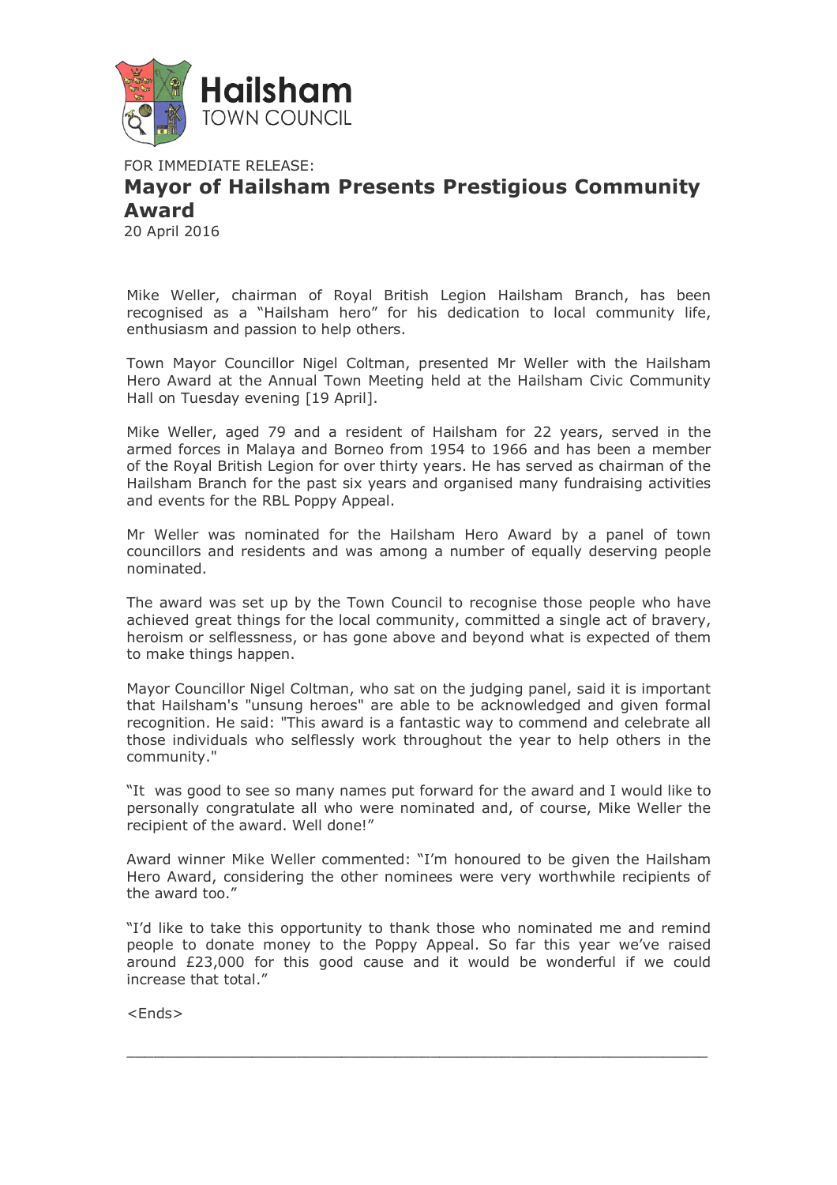**Hailsham**
TOWN COUNCIL

FOR IMMEDIATE RELEASE:

# Mayor of Hailsham Presents Prestigious Community Award

20 April 2016

Mike Weller, chairman of Royal British Legion Hailsham Branch, has been recognised as a "Hailsham hero" for his dedication to local community life, enthusiasm and passion to help others.

Town Mayor Councillor Nigel Coltman, presented Mr Weller with the Hailsham Hero Award at the Annual Town Meeting held at the Hailsham Civic Community Hall on Tuesday evening [19 April].

Mike Weller, aged 79 and a resident of Hailsham for 22 years, served in the armed forces in Malaya and Borneo from 1954 to 1966 and has been a member of the Royal British Legion for over thirty years. He has served as chairman of the Hailsham Branch for the past six years and organised many fundraising activities and events for the RBL Poppy Appeal.

Mr Weller was nominated for the Hailsham Hero Award by a panel of town councillors and residents and was among a number of equally deserving people nominated.

The award was set up by the Town Council to recognise those people who have achieved great things for the local community, committed a single act of bravery, heroism or selflessness, or has gone above and beyond what is expected of them to make things happen.

Mayor Councillor Nigel Coltman, who sat on the judging panel, said it is important that Hailsham's "unsung heroes" are able to be acknowledged and given formal recognition. He said: "This award is a fantastic way to commend and celebrate all those individuals who selflessly work throughout the year to help others in the community."

"It was good to see so many names put forward for the award and I would like to personally congratulate all who were nominated and, of course, Mike Weller the recipient of the award. Well done!"

Award winner Mike Weller commented: "I'm honoured to be given the Hailsham Hero Award, considering the other nominees were very worthwhile recipients of the award too."

"I'd like to take this opportunity to thank those who nominated me and remind people to donate money to the Poppy Appeal. So far this year we've raised around £23,000 for this good cause and it would be wonderful if we could increase that total."

<Ends>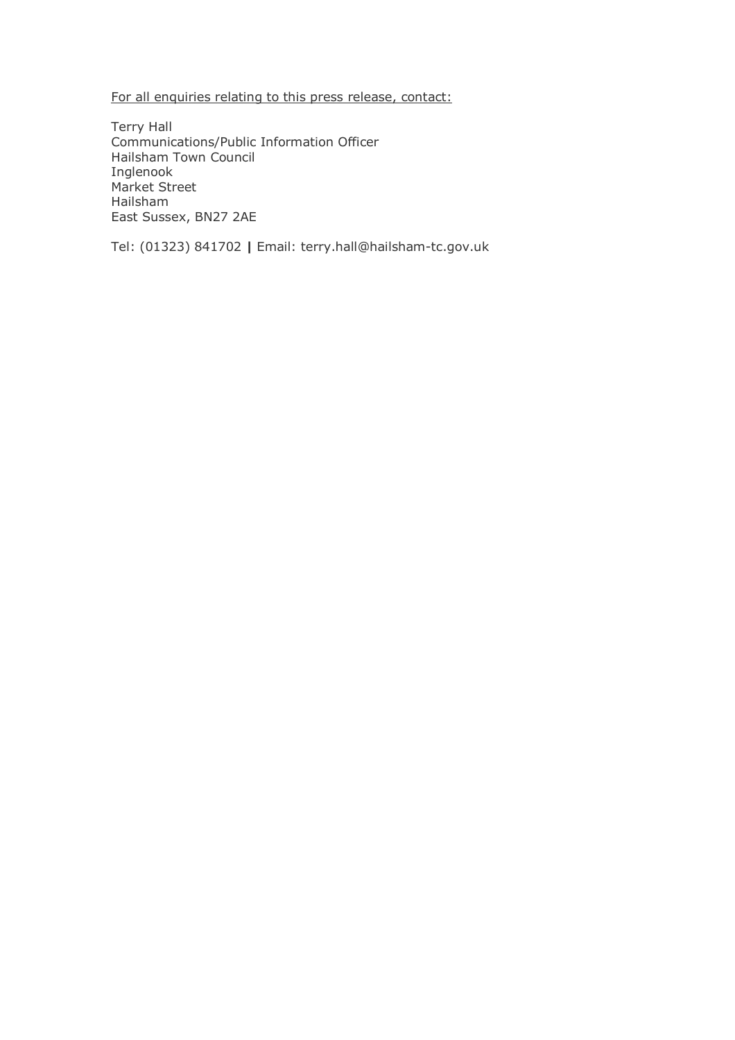For all enquiries relating to this press release, contact:

Terry Hall
Communications/Public Information Officer
Hailsham Town Council
Inglenook
Market Street
Hailsham
East Sussex, BN27 2AE

Tel: (01323) 841702 **|** Email: terry.hall@hailsham-tc.gov.uk